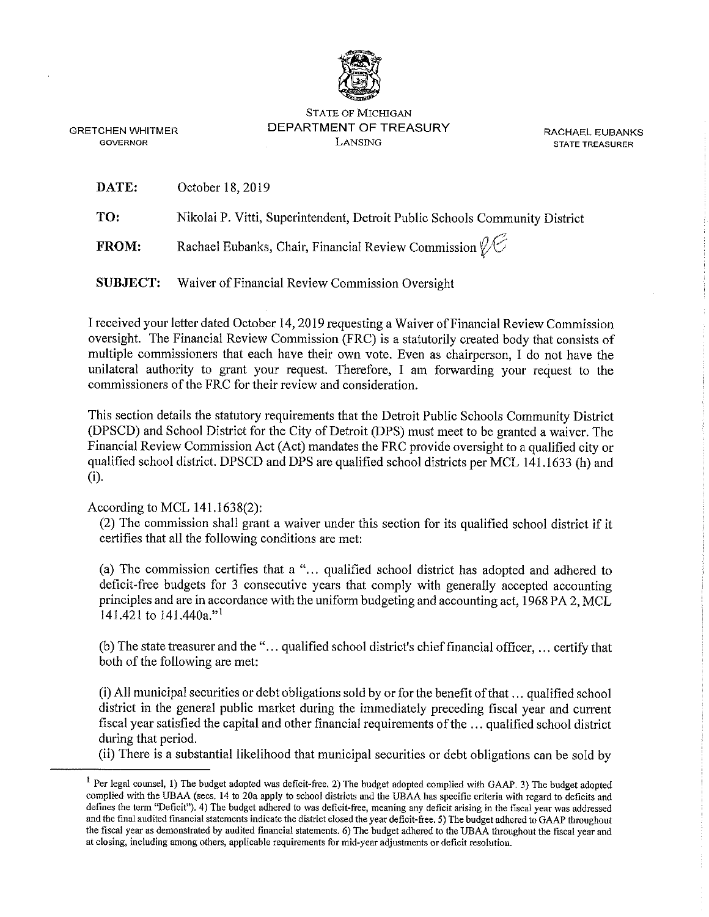STATE OF MICHIGAN
DEPARTMENT OF TREASURY
LANSING

GRETCHEN WHITMER
GOVERNOR

RACHAEL EUBANKS
STATE TREASURER

**DATE:** October 18, 2019

**TO:** Nikolai P. Vitti, Superintendent, Detroit Public Schools Community District

**FROM:** Rachael Eubanks, Chair, Financial Review Commission

**SUBJECT:** Waiver of Financial Review Commission Oversight

I received your letter dated October 14, 2019 requesting a Waiver of Financial Review Commission oversight. The Financial Review Commission (FRC) is a statutorily created body that consists of multiple commissioners that each have their own vote. Even as chairperson, I do not have the unilateral authority to grant your request. Therefore, I am forwarding your request to the commissioners of the FRC for their review and consideration.

This section details the statutory requirements that the Detroit Public Schools Community District (DPSCD) and School District for the City of Detroit (DPS) must meet to be granted a waiver. The Financial Review Commission Act (Act) mandates the FRC provide oversight to a qualified city or qualified school district. DPSCD and DPS are qualified school districts per MCL 141.1633 (h) and (i).

According to MCL 141.1638(2):

(2) The commission shall grant a waiver under this section for its qualified school district if it certifies that all the following conditions are met:

(a) The commission certifies that a "... qualified school district has adopted and adhered to deficit-free budgets for 3 consecutive years that comply with generally accepted accounting principles and are in accordance with the uniform budgeting and accounting act, 1968 PA 2, MCL 141.421 to 141.440a."[1]

(b) The state treasurer and the "... qualified school district's chief financial officer, ... certify that both of the following are met:

(i) All municipal securities or debt obligations sold by or for the benefit of that ... qualified school district in the general public market during the immediately preceding fiscal year and current fiscal year satisfied the capital and other financial requirements of the ... qualified school district during that period.

(ii) There is a substantial likelihood that municipal securities or debt obligations can be sold by

---

[1] Per legal counsel, 1) The budget adopted was deficit-free. 2) The budget adopted complied with GAAP. 3) The budget adopted complied with the UBAA (secs. 14 to 20a apply to school districts and the UBAA has specific criteria with regard to deficits and defines the term "Deficit"). 4) The budget adhered to was deficit-free, meaning any deficit arising in the fiscal year was addressed and the final audited financial statements indicate the district closed the year deficit-free. 5) The budget adhered to GAAP throughout the fiscal year as demonstrated by audited financial statements. 6) The budget adhered to the UBAA throughout the fiscal year and at closing, including among others, applicable requirements for mid-year adjustments or deficit resolution.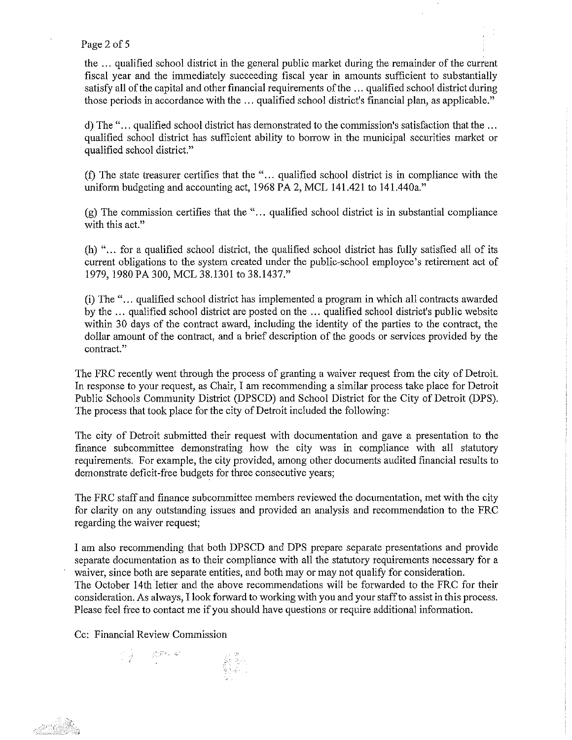the … qualified school district in the general public market during the remainder of the current fiscal year and the immediately succeeding fiscal year in amounts sufficient to substantially satisfy all of the capital and other financial requirements of the … qualified school district during those periods in accordance with the … qualified school district's financial plan, as applicable."

d) The "… qualified school district has demonstrated to the commission's satisfaction that the … qualified school district has sufficient ability to borrow in the municipal securities market or qualified school district."

(f) The state treasurer certifies that the "… qualified school district is in compliance with the uniform budgeting and accounting act, 1968 PA 2, MCL 141.421 to 141.440a."

(g) The commission certifies that the "… qualified school district is in substantial compliance with this act."

(h) "… for a qualified school district, the qualified school district has fully satisfied all of its current obligations to the system created under the public-school employee's retirement act of 1979, 1980 PA 300, MCL 38.1301 to 38.1437."

(i) The "… qualified school district has implemented a program in which all contracts awarded by the … qualified school district are posted on the … qualified school district's public website within 30 days of the contract award, including the identity of the parties to the contract, the dollar amount of the contract, and a brief description of the goods or services provided by the contract."

The FRC recently went through the process of granting a waiver request from the city of Detroit. In response to your request, as Chair, I am recommending a similar process take place for Detroit Public Schools Community District (DPSCD) and School District for the City of Detroit (DPS). The process that took place for the city of Detroit included the following:

The city of Detroit submitted their request with documentation and gave a presentation to the finance subcommittee demonstrating how the city was in compliance with all statutory requirements. For example, the city provided, among other documents audited financial results to demonstrate deficit-free budgets for three consecutive years;

The FRC staff and finance subcommittee members reviewed the documentation, met with the city for clarity on any outstanding issues and provided an analysis and recommendation to the FRC regarding the waiver request;

I am also recommending that both DPSCD and DPS prepare separate presentations and provide separate documentation as to their compliance with all the statutory requirements necessary for a waiver, since both are separate entities, and both may or may not qualify for consideration.
The October 14th letter and the above recommendations will be forwarded to the FRC for their consideration. As always, I look forward to working with you and your staff to assist in this process. Please feel free to contact me if you should have questions or require additional information.

Cc: Financial Review Commission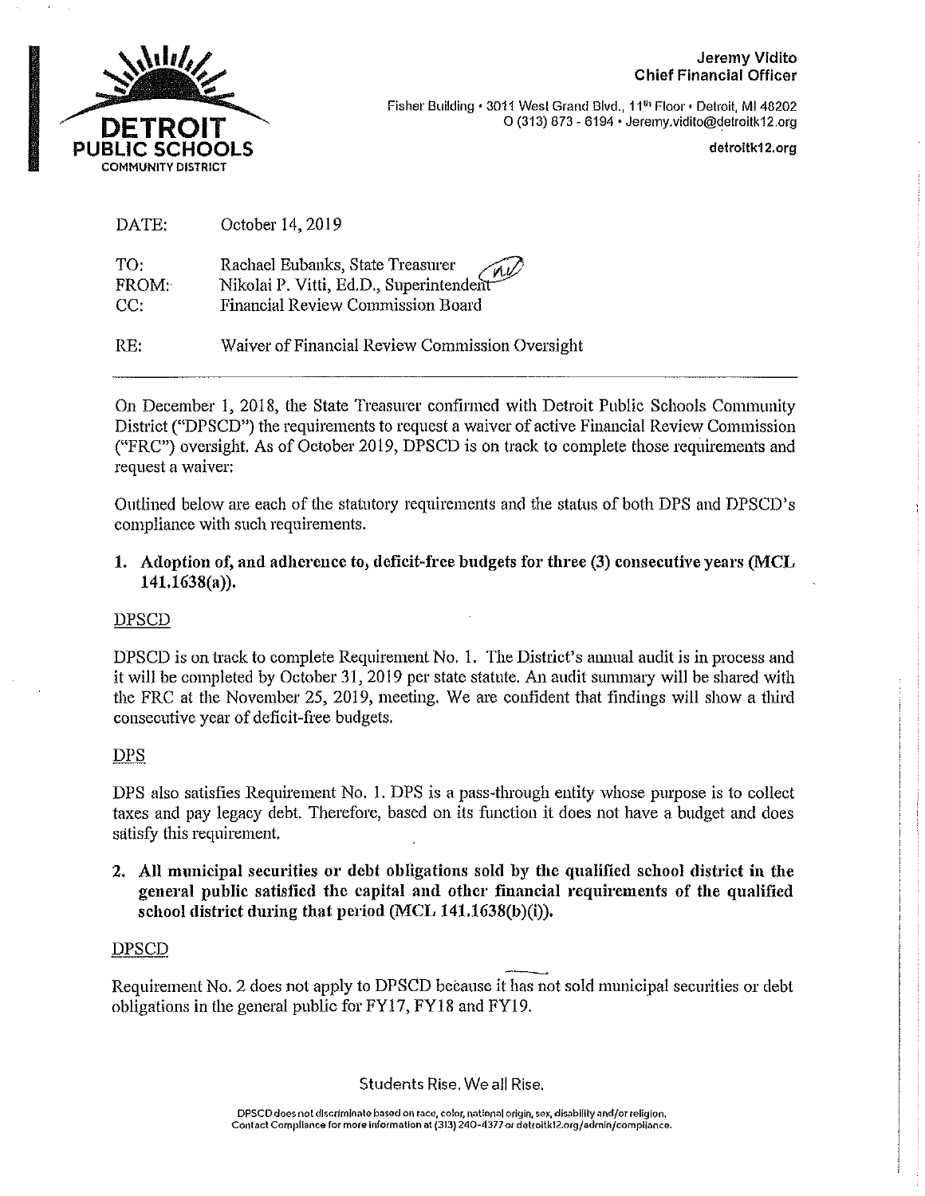**Jeremy Vidito**
**Chief Financial Officer**

Fisher Building • 3011 West Grand Blvd., 11th Floor • Detroit, MI 48202
O (313) 873 - 6194 • Jeremy.vidito@detroitk12.org

detroitk12.org

DETROIT PUBLIC SCHOOLS COMMUNITY DISTRICT

| | |
|---|---|
| DATE: | October 14, 2019 |
| TO: | Rachael Eubanks, State Treasurer |
| FROM: | Nikolai P. Vitti, Ed.D., Superintendent |
| CC: | Financial Review Commission Board |
| RE: | Waiver of Financial Review Commission Oversight |

---

On December 1, 2018, the State Treasurer confirmed with Detroit Public Schools Community District ("DPSCD") the requirements to request a waiver of active Financial Review Commission ("FRC") oversight. As of October 2019, DPSCD is on track to complete those requirements and request a waiver:

Outlined below are each of the statutory requirements and the status of both DPS and DPSCD's compliance with such requirements.

**1. Adoption of, and adherence to, deficit-free budgets for three (3) consecutive years (MCL 141.1638(a)).**

DPSCD

DPSCD is on track to complete Requirement No. 1. The District's annual audit is in process and it will be completed by October 31, 2019 per state statute. An audit summary will be shared with the FRC at the November 25, 2019, meeting. We are confident that findings will show a third consecutive year of deficit-free budgets.

DPS

DPS also satisfies Requirement No. 1. DPS is a pass-through entity whose purpose is to collect taxes and pay legacy debt. Therefore, based on its function it does not have a budget and does satisfy this requirement.

**2. All municipal securities or debt obligations sold by the qualified school district in the general public satisfied the capital and other financial requirements of the qualified school district during that period (MCL 141.1638(b)(i)).**

DPSCD

Requirement No. 2 does not apply to DPSCD because it has not sold municipal securities or debt obligations in the general public for FY17, FY18 and FY19.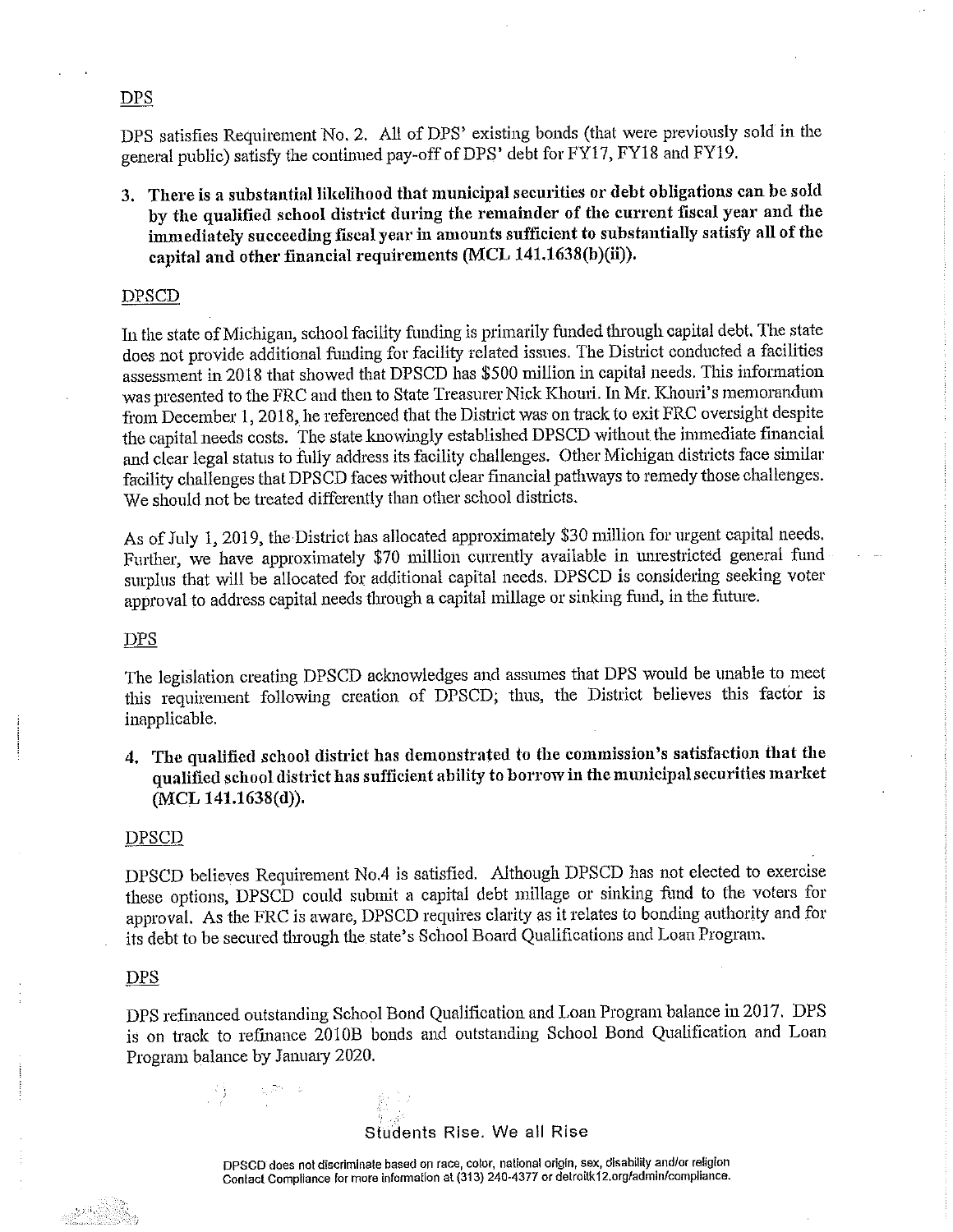DPS

DPS satisfies Requirement No. 2. All of DPS' existing bonds (that were previously sold in the general public) satisfy the continued pay-off of DPS' debt for FY17, FY18 and FY19.

3. **There is a substantial likelihood that municipal securities or debt obligations can be sold by the qualified school district during the remainder of the current fiscal year and the immediately succeeding fiscal year in amounts sufficient to substantially satisfy all of the capital and other financial requirements (MCL 141.1638(b)(ii)).**

DPSCD

In the state of Michigan, school facility funding is primarily funded through capital debt. The state does not provide additional funding for facility related issues. The District conducted a facilities assessment in 2018 that showed that DPSCD has $500 million in capital needs. This information was presented to the FRC and then to State Treasurer Nick Khouri. In Mr. Khouri's memorandum from December 1, 2018, he referenced that the District was on track to exit FRC oversight despite the capital needs costs. The state knowingly established DPSCD without the immediate financial and clear legal status to fully address its facility challenges. Other Michigan districts face similar facility challenges that DPSCD faces without clear financial pathways to remedy those challenges. We should not be treated differently than other school districts.

As of July 1, 2019, the District has allocated approximately $30 million for urgent capital needs. Further, we have approximately $70 million currently available in unrestricted general fund surplus that will be allocated for additional capital needs. DPSCD is considering seeking voter approval to address capital needs through a capital millage or sinking fund, in the future.

DPS

The legislation creating DPSCD acknowledges and assumes that DPS would be unable to meet this requirement following creation of DPSCD; thus, the District believes this factor is inapplicable.

4. **The qualified school district has demonstrated to the commission's satisfaction that the qualified school district has sufficient ability to borrow in the municipal securities market (MCL 141.1638(d)).**

DPSCD

DPSCD believes Requirement No.4 is satisfied. Although DPSCD has not elected to exercise these options, DPSCD could submit a capital debt millage or sinking fund to the voters for approval. As the FRC is aware, DPSCD requires clarity as it relates to bonding authority and for its debt to be secured through the state's School Board Qualifications and Loan Program.

DPS

DPS refinanced outstanding School Bond Qualification and Loan Program balance in 2017. DPS is on track to refinance 2010B bonds and outstanding School Bond Qualification and Loan Program balance by January 2020.

Students Rise. We all Rise

DPSCD does not discriminate based on race, color, national origin, sex, disability and/or religion
Contact Compliance for more information at (313) 240-4377 or detroitk12.org/admin/compliance.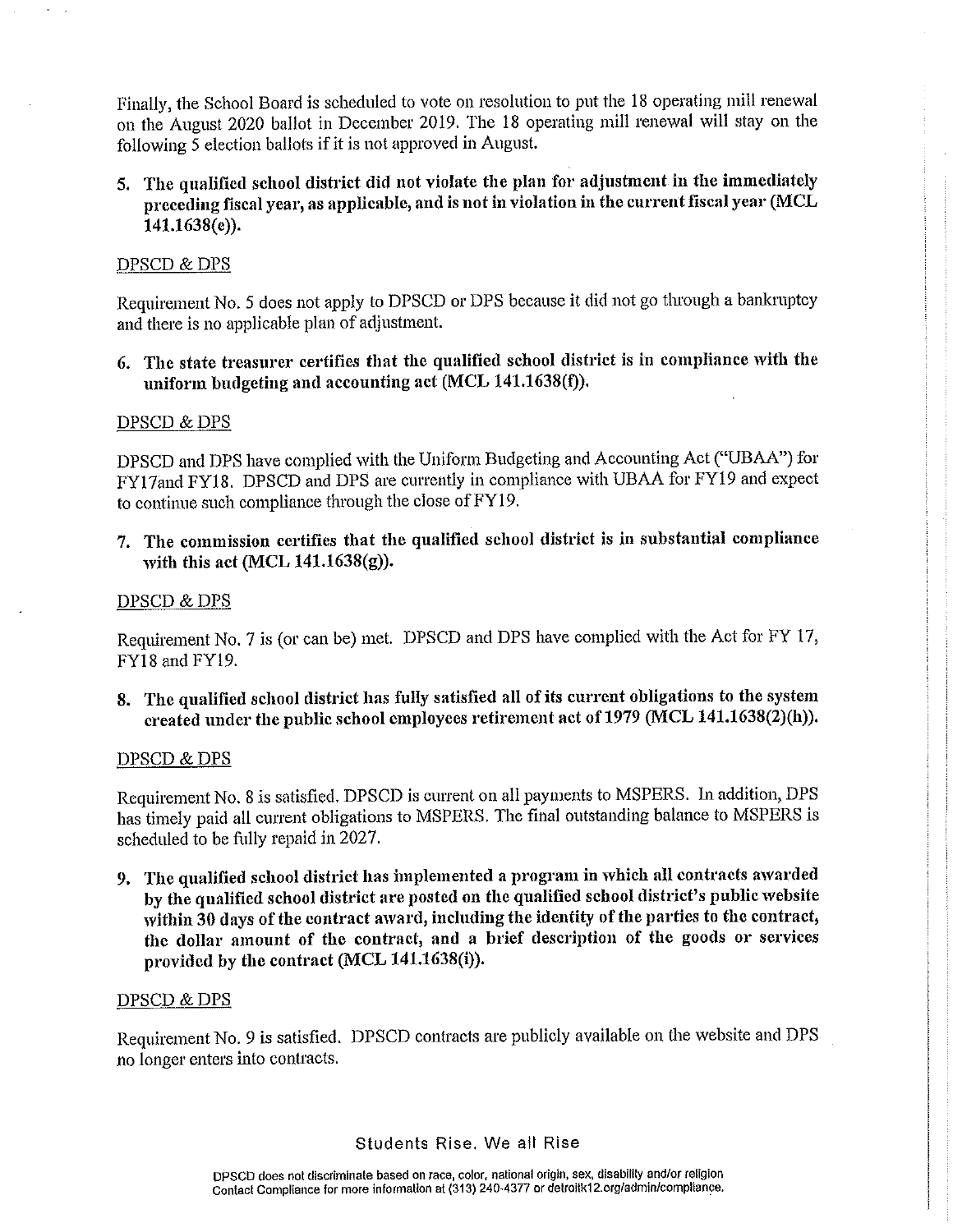Finally, the School Board is scheduled to vote on resolution to put the 18 operating mill renewal on the August 2020 ballot in December 2019. The 18 operating mill renewal will stay on the following 5 election ballots if it is not approved in August.

5. **The qualified school district did not violate the plan for adjustment in the immediately preceding fiscal year, as applicable, and is not in violation in the current fiscal year (MCL 141.1638(e)).**

DPSCD & DPS

Requirement No. 5 does not apply to DPSCD or DPS because it did not go through a bankruptcy and there is no applicable plan of adjustment.

6. **The state treasurer certifies that the qualified school district is in compliance with the uniform budgeting and accounting act (MCL 141.1638(f)).**

DPSCD & DPS

DPSCD and DPS have complied with the Uniform Budgeting and Accounting Act ("UBAA") for FY17and FY18. DPSCD and DPS are currently in compliance with UBAA for FY19 and expect to continue such compliance through the close of FY19.

7. **The commission certifies that the qualified school district is in substantial compliance with this act (MCL 141.1638(g)).**

DPSCD & DPS

Requirement No. 7 is (or can be) met. DPSCD and DPS have complied with the Act for FY 17, FY18 and FY19.

8. **The qualified school district has fully satisfied all of its current obligations to the system created under the public school employees retirement act of 1979 (MCL 141.1638(2)(h)).**

DPSCD & DPS

Requirement No. 8 is satisfied. DPSCD is current on all payments to MSPERS. In addition, DPS has timely paid all current obligations to MSPERS. The final outstanding balance to MSPERS is scheduled to be fully repaid in 2027.

9. **The qualified school district has implemented a program in which all contracts awarded by the qualified school district are posted on the qualified school district's public website within 30 days of the contract award, including the identity of the parties to the contract, the dollar amount of the contract, and a brief description of the goods or services provided by the contract (MCL 141.1638(i)).**

DPSCD & DPS

Requirement No. 9 is satisfied. DPSCD contracts are publicly available on the website and DPS no longer enters into contracts.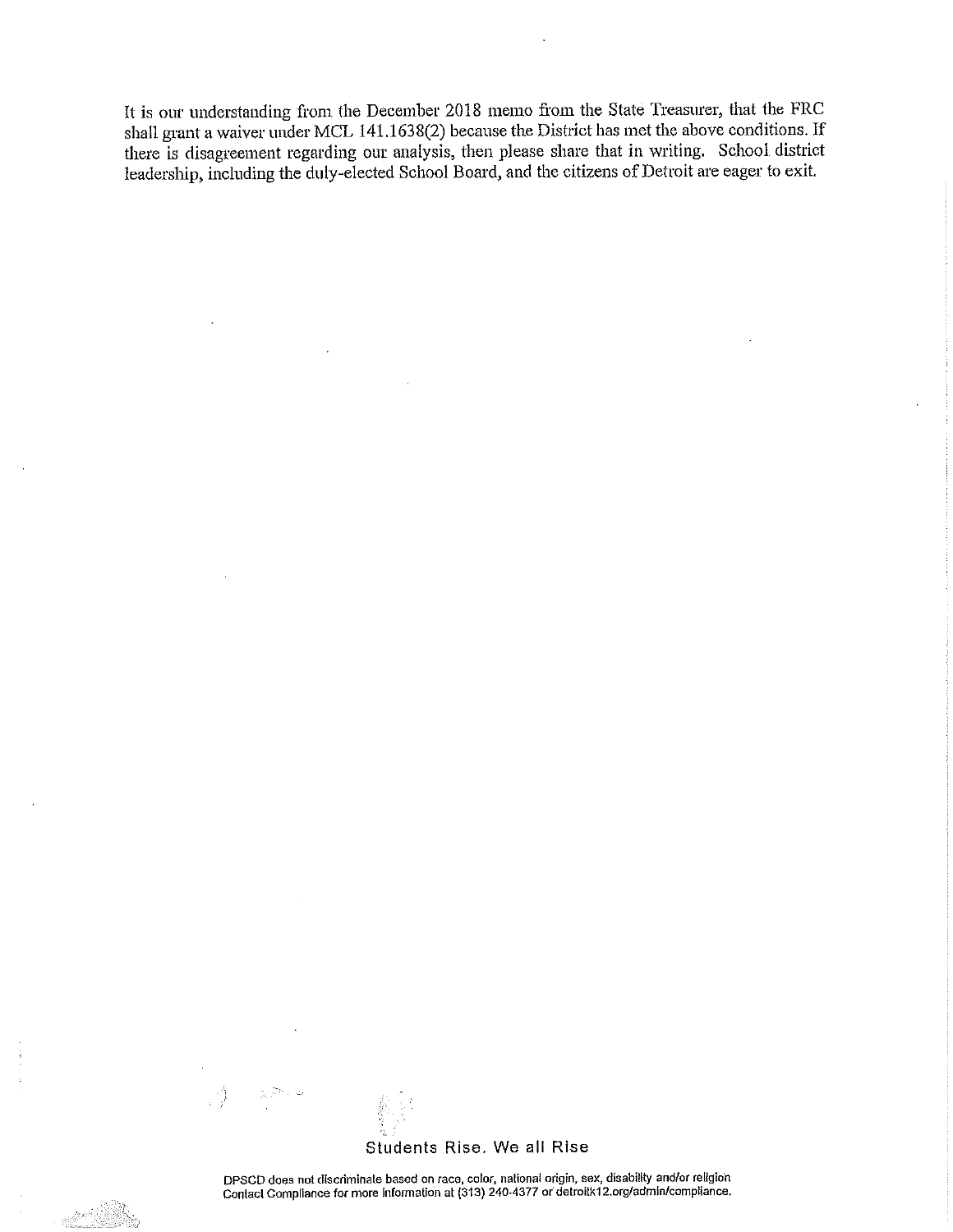It is our understanding from the December 2018 memo from the State Treasurer, that the FRC shall grant a waiver under MCL 141.1638(2) because the District has met the above conditions. If there is disagreement regarding our analysis, then please share that in writing. School district leadership, including the duly-elected School Board, and the citizens of Detroit are eager to exit.

Students Rise. We all Rise

DPSCD does not discriminate based on race, color, national origin, sex, disability and/or religion Contact Compliance for more information at (313) 240-4377 or detroitk12.org/admin/compliance.